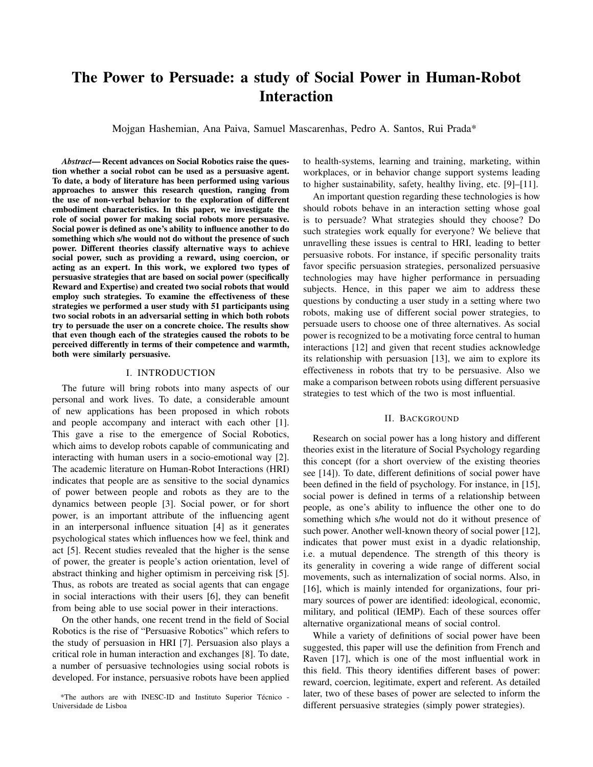# The Power to Persuade: a study of Social Power in Human-Robot Interaction

Mojgan Hashemian, Ana Paiva, Samuel Mascarenhas, Pedro A. Santos, Rui Prada*

***Abstract*— Recent advances on Social Robotics raise the question whether a social robot can be used as a persuasive agent. To date, a body of literature has been performed using various approaches to answer this research question, ranging from the use of non-verbal behavior to the exploration of different embodiment characteristics. In this paper, we investigate the role of social power for making social robots more persuasive. Social power is defined as one's ability to influence another to do something which s/he would not do without the presence of such power. Different theories classify alternative ways to achieve social power, such as providing a reward, using coercion, or acting as an expert. In this work, we explored two types of persuasive strategies that are based on social power (specifically Reward and Expertise) and created two social robots that would employ such strategies. To examine the effectiveness of these strategies we performed a user study with 51 participants using two social robots in an adversarial setting in which both robots try to persuade the user on a concrete choice. The results show that even though each of the strategies caused the robots to be perceived differently in terms of their competence and warmth, both were similarly persuasive.**

## I. INTRODUCTION

The future will bring robots into many aspects of our personal and work lives. To date, a considerable amount of new applications has been proposed in which robots and people accompany and interact with each other [1]. This gave a rise to the emergence of Social Robotics, which aims to develop robots capable of communicating and interacting with human users in a socio-emotional way [2]. The academic literature on Human-Robot Interactions (HRI) indicates that people are as sensitive to the social dynamics of power between people and robots as they are to the dynamics between people [3]. Social power, or for short power, is an important attribute of the influencing agent in an interpersonal influence situation [4] as it generates psychological states which influences how we feel, think and act [5]. Recent studies revealed that the higher is the sense of power, the greater is people's action orientation, level of abstract thinking and higher optimism in perceiving risk [5]. Thus, as robots are treated as social agents that can engage in social interactions with their users [6], they can benefit from being able to use social power in their interactions.

On the other hands, one recent trend in the field of Social Robotics is the rise of "Persuasive Robotics" which refers to the study of persuasion in HRI [7]. Persuasion also plays a critical role in human interaction and exchanges [8]. To date, a number of persuasive technologies using social robots is developed. For instance, persuasive robots have been applied to health-systems, learning and training, marketing, within workplaces, or in behavior change support systems leading to higher sustainability, safety, healthy living, etc. [9]–[11].

An important question regarding these technologies is how should robots behave in an interaction setting whose goal is to persuade? What strategies should they choose? Do such strategies work equally for everyone? We believe that unravelling these issues is central to HRI, leading to better persuasive robots. For instance, if specific personality traits favor specific persuasion strategies, personalized persuasive technologies may have higher performance in persuading subjects. Hence, in this paper we aim to address these questions by conducting a user study in a setting where two robots, making use of different social power strategies, to persuade users to choose one of three alternatives. As social power is recognized to be a motivating force central to human interactions [12] and given that recent studies acknowledge its relationship with persuasion [13], we aim to explore its effectiveness in robots that try to be persuasive. Also we make a comparison between robots using different persuasive strategies to test which of the two is most influential.

## II. BACKGROUND

Research on social power has a long history and different theories exist in the literature of Social Psychology regarding this concept (for a short overview of the existing theories see [14]). To date, different definitions of social power have been defined in the field of psychology. For instance, in [15], social power is defined in terms of a relationship between people, as one's ability to influence the other one to do something which s/he would not do it without presence of such power. Another well-known theory of social power [12], indicates that power must exist in a dyadic relationship, i.e. a mutual dependence. The strength of this theory is its generality in covering a wide range of different social movements, such as internalization of social norms. Also, in [16], which is mainly intended for organizations, four primary sources of power are identified: ideological, economic, military, and political (IEMP). Each of these sources offer alternative organizational means of social control.

While a variety of definitions of social power have been suggested, this paper will use the definition from French and Raven [17], which is one of the most influential work in this field. This theory identifies different bases of power: reward, coercion, legitimate, expert and referent. As detailed later, two of these bases of power are selected to inform the different persuasive strategies (simply power strategies).

*The authors are with INESC-ID and Instituto Superior Técnico - Universidade de Lisboa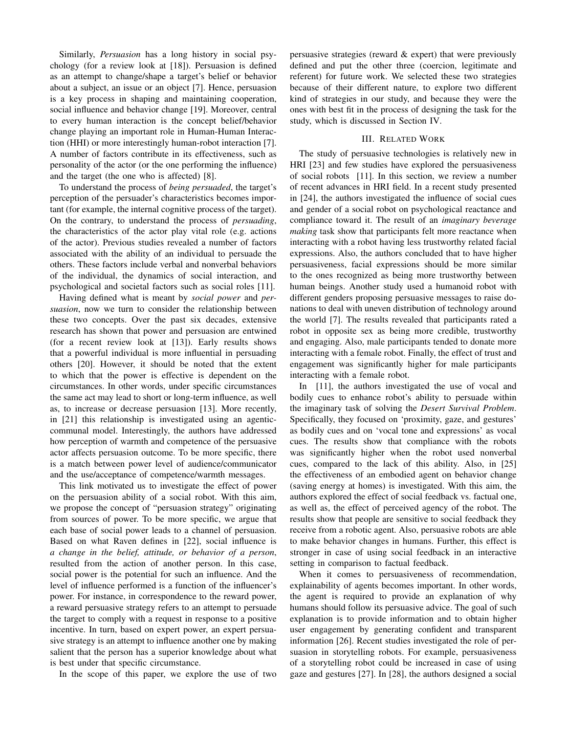Similarly, *Persuasion* has a long history in social psychology (for a review look at [18]). Persuasion is defined as an attempt to change/shape a target's belief or behavior about a subject, an issue or an object [7]. Hence, persuasion is a key process in shaping and maintaining cooperation, social influence and behavior change [19]. Moreover, central to every human interaction is the concept belief/behavior change playing an important role in Human-Human Interaction (HHI) or more interestingly human-robot interaction [7]. A number of factors contribute in its effectiveness, such as personality of the actor (or the one performing the influence) and the target (the one who is affected) [8].

To understand the process of *being persuaded*, the target's perception of the persuader's characteristics becomes important (for example, the internal cognitive process of the target). On the contrary, to understand the process of *persuading*, the characteristics of the actor play vital role (e.g. actions of the actor). Previous studies revealed a number of factors associated with the ability of an individual to persuade the others. These factors include verbal and nonverbal behaviors of the individual, the dynamics of social interaction, and psychological and societal factors such as social roles [11].

Having defined what is meant by *social power* and *persuasion*, now we turn to consider the relationship between these two concepts. Over the past six decades, extensive research has shown that power and persuasion are entwined (for a recent review look at [13]). Early results shows that a powerful individual is more influential in persuading others [20]. However, it should be noted that the extent to which that the power is effective is dependent on the circumstances. In other words, under specific circumstances the same act may lead to short or long-term influence, as well as, to increase or decrease persuasion [13]. More recently, in [21] this relationship is investigated using an agentic-communal model. Interestingly, the authors have addressed how perception of warmth and competence of the persuasive actor affects persuasion outcome. To be more specific, there is a match between power level of audience/communicator and the use/acceptance of competence/warmth messages.

This link motivated us to investigate the effect of power on the persuasion ability of a social robot. With this aim, we propose the concept of "persuasion strategy" originating from sources of power. To be more specific, we argue that each base of social power leads to a channel of persuasion. Based on what Raven defines in [22], social influence is *a change in the belief, attitude, or behavior of a person*, resulted from the action of another person. In this case, social power is the potential for such an influence. And the level of influence performed is a function of the influencer's power. For instance, in correspondence to the reward power, a reward persuasive strategy refers to an attempt to persuade the target to comply with a request in response to a positive incentive. In turn, based on expert power, an expert persuasive strategy is an attempt to influence another one by making salient that the person has a superior knowledge about what is best under that specific circumstance.

In the scope of this paper, we explore the use of two persuasive strategies (reward & expert) that were previously defined and put the other three (coercion, legitimate and referent) for future work. We selected these two strategies because of their different nature, to explore two different kind of strategies in our study, and because they were the ones with best fit in the process of designing the task for the study, which is discussed in Section IV.

## III. Related Work

The study of persuasive technologies is relatively new in HRI [23] and few studies have explored the persuasiveness of social robots [11]. In this section, we review a number of recent advances in HRI field. In a recent study presented in [24], the authors investigated the influence of social cues and gender of a social robot on psychological reactance and compliance toward it. The result of an *imaginary beverage making* task show that participants felt more reactance when interacting with a robot having less trustworthy related facial expressions. Also, the authors concluded that to have higher persuasiveness, facial expressions should be more similar to the ones recognized as being more trustworthy between human beings. Another study used a humanoid robot with different genders proposing persuasive messages to raise donations to deal with uneven distribution of technology around the world [7]. The results revealed that participants rated a robot in opposite sex as being more credible, trustworthy and engaging. Also, male participants tended to donate more interacting with a female robot. Finally, the effect of trust and engagement was significantly higher for male participants interacting with a female robot.

In [11], the authors investigated the use of vocal and bodily cues to enhance robot's ability to persuade within the imaginary task of solving the *Desert Survival Problem*. Specifically, they focused on 'proximity, gaze, and gestures' as bodily cues and on 'vocal tone and expressions' as vocal cues. The results show that compliance with the robots was significantly higher when the robot used nonverbal cues, compared to the lack of this ability. Also, in [25] the effectiveness of an embodied agent on behavior change (saving energy at homes) is investigated. With this aim, the authors explored the effect of social feedback vs. factual one, as well as, the effect of perceived agency of the robot. The results show that people are sensitive to social feedback they receive from a robotic agent. Also, persuasive robots are able to make behavior changes in humans. Further, this effect is stronger in case of using social feedback in an interactive setting in comparison to factual feedback.

When it comes to persuasiveness of recommendation, explainability of agents becomes important. In other words, the agent is required to provide an explanation of why humans should follow its persuasive advice. The goal of such explanation is to provide information and to obtain higher user engagement by generating confident and transparent information [26]. Recent studies investigated the role of persuasion in storytelling robots. For example, persuasiveness of a storytelling robot could be increased in case of using gaze and gestures [27]. In [28], the authors designed a social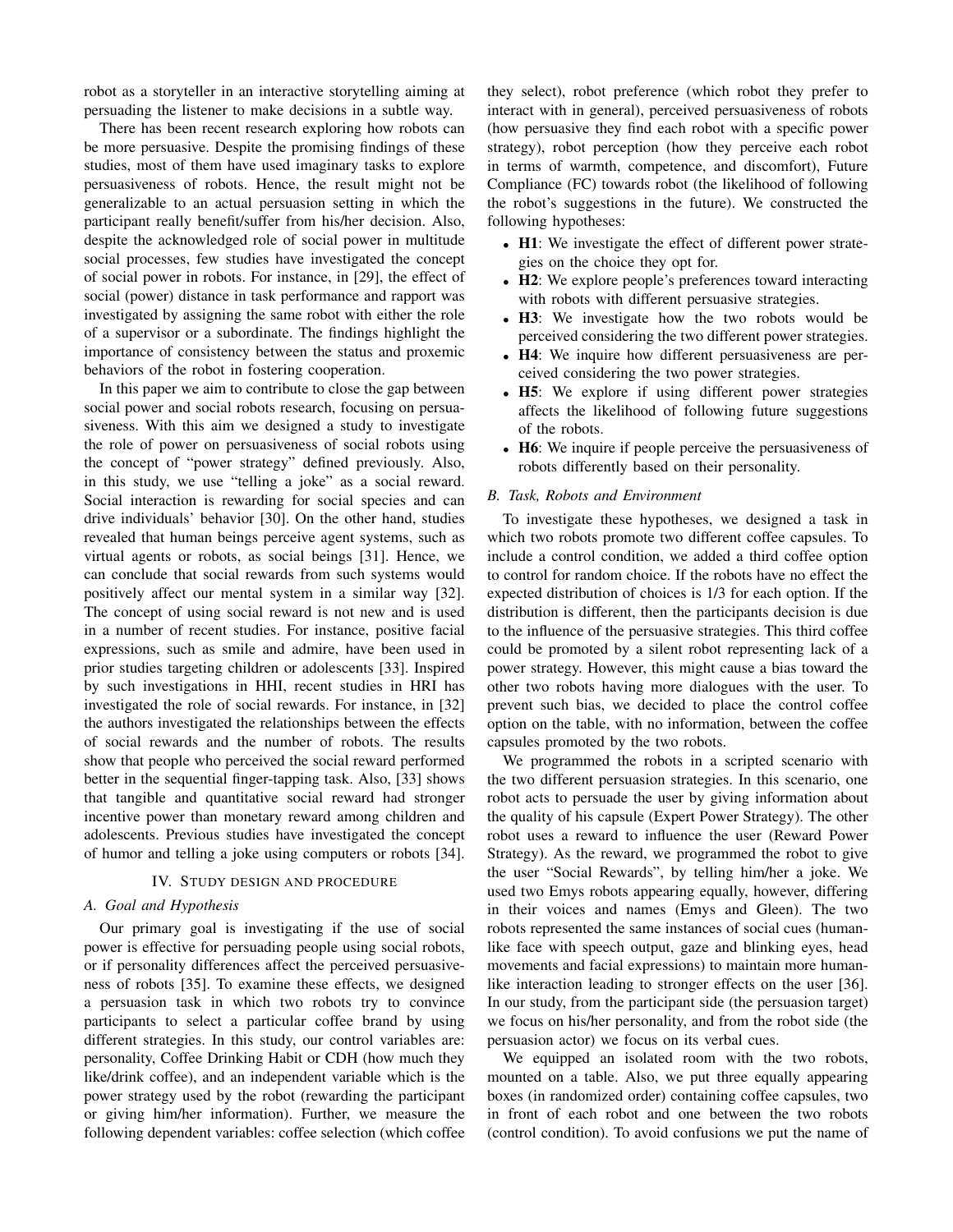robot as a storyteller in an interactive storytelling aiming at persuading the listener to make decisions in a subtle way.

There has been recent research exploring how robots can be more persuasive. Despite the promising findings of these studies, most of them have used imaginary tasks to explore persuasiveness of robots. Hence, the result might not be generalizable to an actual persuasion setting in which the participant really benefit/suffer from his/her decision. Also, despite the acknowledged role of social power in multitude social processes, few studies have investigated the concept of social power in robots. For instance, in [29], the effect of social (power) distance in task performance and rapport was investigated by assigning the same robot with either the role of a supervisor or a subordinate. The findings highlight the importance of consistency between the status and proxemic behaviors of the robot in fostering cooperation.

In this paper we aim to contribute to close the gap between social power and social robots research, focusing on persuasiveness. With this aim we designed a study to investigate the role of power on persuasiveness of social robots using the concept of "power strategy" defined previously. Also, in this study, we use "telling a joke" as a social reward. Social interaction is rewarding for social species and can drive individuals' behavior [30]. On the other hand, studies revealed that human beings perceive agent systems, such as virtual agents or robots, as social beings [31]. Hence, we can conclude that social rewards from such systems would positively affect our mental system in a similar way [32]. The concept of using social reward is not new and is used in a number of recent studies. For instance, positive facial expressions, such as smile and admire, have been used in prior studies targeting children or adolescents [33]. Inspired by such investigations in HHI, recent studies in HRI has investigated the role of social rewards. For instance, in [32] the authors investigated the relationships between the effects of social rewards and the number of robots. The results show that people who perceived the social reward performed better in the sequential finger-tapping task. Also, [33] shows that tangible and quantitative social reward had stronger incentive power than monetary reward among children and adolescents. Previous studies have investigated the concept of humor and telling a joke using computers or robots [34].

## IV. Study design and procedure

### A. Goal and Hypothesis

Our primary goal is investigating if the use of social power is effective for persuading people using social robots, or if personality differences affect the perceived persuasiveness of robots [35]. To examine these effects, we designed a persuasion task in which two robots try to convince participants to select a particular coffee brand by using different strategies. In this study, our control variables are: personality, Coffee Drinking Habit or CDH (how much they like/drink coffee), and an independent variable which is the power strategy used by the robot (rewarding the participant or giving him/her information). Further, we measure the following dependent variables: coffee selection (which coffee they select), robot preference (which robot they prefer to interact with in general), perceived persuasiveness of robots (how persuasive they find each robot with a specific power strategy), robot perception (how they perceive each robot in terms of warmth, competence, and discomfort), Future Compliance (FC) towards robot (the likelihood of following the robot's suggestions in the future). We constructed the following hypotheses:

- **H1**: We investigate the effect of different power strategies on the choice they opt for.
- **H2**: We explore people's preferences toward interacting with robots with different persuasive strategies.
- **H3**: We investigate how the two robots would be perceived considering the two different power strategies.
- **H4**: We inquire how different persuasiveness are perceived considering the two power strategies.
- **H5**: We explore if using different power strategies affects the likelihood of following future suggestions of the robots.
- **H6**: We inquire if people perceive the persuasiveness of robots differently based on their personality.

### B. Task, Robots and Environment

To investigate these hypotheses, we designed a task in which two robots promote two different coffee capsules. To include a control condition, we added a third coffee option to control for random choice. If the robots have no effect the expected distribution of choices is 1/3 for each option. If the distribution is different, then the participants decision is due to the influence of the persuasive strategies. This third coffee could be promoted by a silent robot representing lack of a power strategy. However, this might cause a bias toward the other two robots having more dialogues with the user. To prevent such bias, we decided to place the control coffee option on the table, with no information, between the coffee capsules promoted by the two robots.

We programmed the robots in a scripted scenario with the two different persuasion strategies. In this scenario, one robot acts to persuade the user by giving information about the quality of his capsule (Expert Power Strategy). The other robot uses a reward to influence the user (Reward Power Strategy). As the reward, we programmed the robot to give the user "Social Rewards", by telling him/her a joke. We used two Emys robots appearing equally, however, differing in their voices and names (Emys and Gleen). The two robots represented the same instances of social cues (human-like face with speech output, gaze and blinking eyes, head movements and facial expressions) to maintain more human-like interaction leading to stronger effects on the user [36]. In our study, from the participant side (the persuasion target) we focus on his/her personality, and from the robot side (the persuasion actor) we focus on its verbal cues.

We equipped an isolated room with the two robots, mounted on a table. Also, we put three equally appearing boxes (in randomized order) containing coffee capsules, two in front of each robot and one between the two robots (control condition). To avoid confusions we put the name of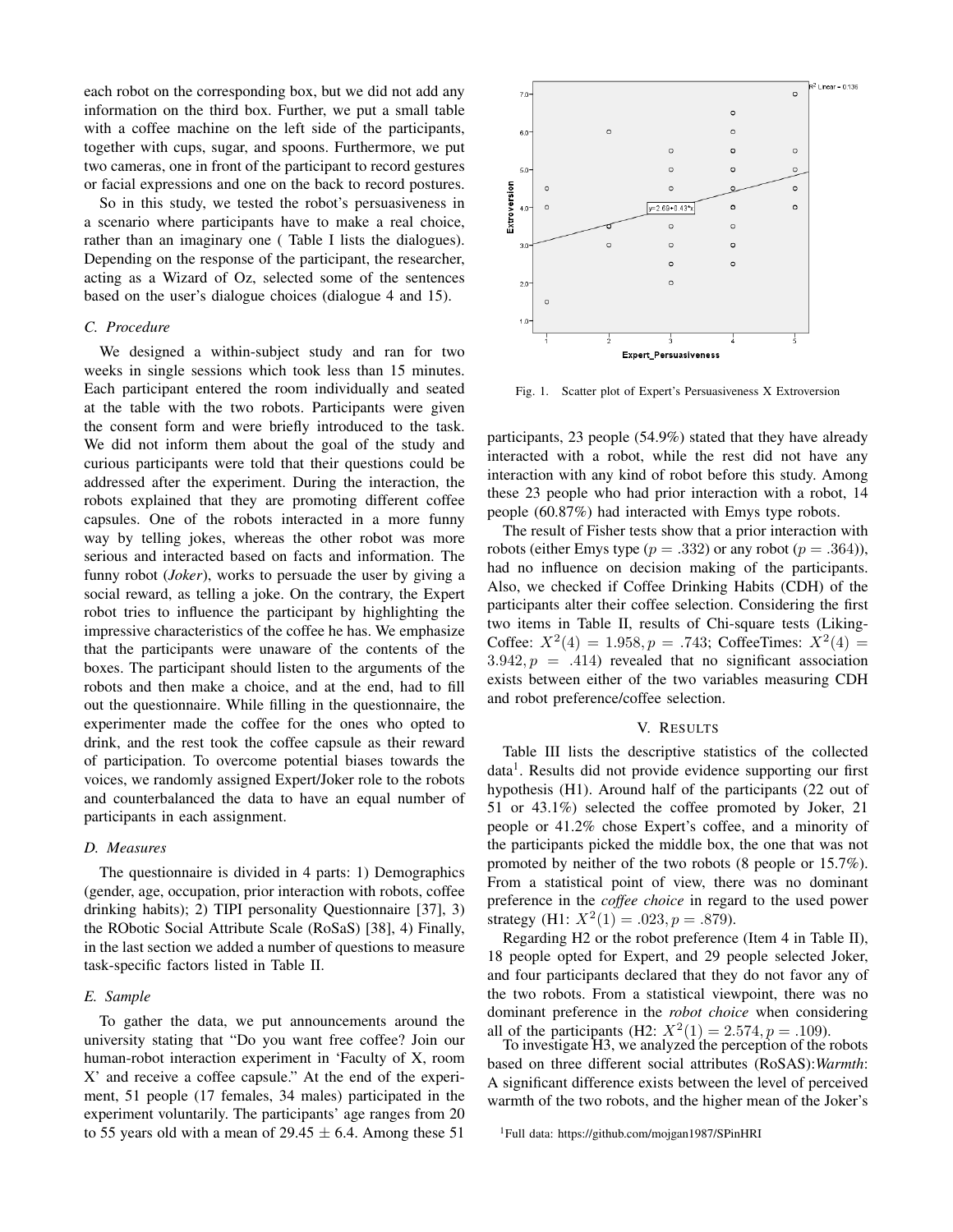each robot on the corresponding box, but we did not add any information on the third box. Further, we put a small table with a coffee machine on the left side of the participants, together with cups, sugar, and spoons. Furthermore, we put two cameras, one in front of the participant to record gestures or facial expressions and one on the back to record postures.

So in this study, we tested the robot's persuasiveness in a scenario where participants have to make a real choice, rather than an imaginary one ( Table I lists the dialogues). Depending on the response of the participant, the researcher, acting as a Wizard of Oz, selected some of the sentences based on the user's dialogue choices (dialogue 4 and 15).

### C. Procedure

We designed a within-subject study and ran for two weeks in single sessions which took less than 15 minutes. Each participant entered the room individually and seated at the table with the two robots. Participants were given the consent form and were briefly introduced to the task. We did not inform them about the goal of the study and curious participants were told that their questions could be addressed after the experiment. During the interaction, the robots explained that they are promoting different coffee capsules. One of the robots interacted in a more funny way by telling jokes, whereas the other robot was more serious and interacted based on facts and information. The funny robot (***Joker***), works to persuade the user by giving a social reward, as telling a joke. On the contrary, the Expert robot tries to influence the participant by highlighting the impressive characteristics of the coffee he has. We emphasize that the participants were unaware of the contents of the boxes. The participant should listen to the arguments of the robots and then make a choice, and at the end, had to fill out the questionnaire. While filling in the questionnaire, the experimenter made the coffee for the ones who opted to drink, and the rest took the coffee capsule as their reward of participation. To overcome potential biases towards the voices, we randomly assigned Expert/Joker role to the robots and counterbalanced the data to have an equal number of participants in each assignment.

### D. Measures

The questionnaire is divided in 4 parts: 1) Demographics (gender, age, occupation, prior interaction with robots, coffee drinking habits); 2) TIPI personality Questionnaire [37], 3) the RObotic Social Attribute Scale (RoSaS) [38], 4) Finally, in the last section we added a number of questions to measure task-specific factors listed in Table II.

### E. Sample

To gather the data, we put announcements around the university stating that "Do you want free coffee? Join our human-robot interaction experiment in 'Faculty of X, room X' and receive a coffee capsule." At the end of the experiment, 51 people (17 females, 34 males) participated in the experiment voluntarily. The participants' age ranges from 20 to 55 years old with a mean of $29.45 \pm 6.4$. Among these 51 participants, 23 people (54.9%) stated that they have already interacted with a robot, while the rest did not have any interaction with any kind of robot before this study. Among these 23 people who had prior interaction with a robot, 14 people (60.87%) had interacted with Emys type robots.

Fig. 1. Scatter plot of Expert's Persuasiveness X Extroversion

The result of Fisher tests show that a prior interaction with robots (either Emys type ($p = .332$) or any robot ($p = .364$)), had no influence on decision making of the participants. Also, we checked if Coffee Drinking Habits (CDH) of the participants alter their coffee selection. Considering the first two items in Table II, results of Chi-square tests (Liking-Coffee: $X^2(4) = 1.958, p = .743$; CoffeeTimes: $X^2(4) = 3.942, p = .414$) revealed that no significant association exists between either of the two variables measuring CDH and robot preference/coffee selection.

## V. Results

Table III lists the descriptive statistics of the collected data[1]. Results did not provide evidence supporting our first hypothesis (H1). Around half of the participants (22 out of 51 or 43.1%) selected the coffee promoted by Joker, 21 people or 41.2% chose Expert's coffee, and a minority of the participants picked the middle box, the one that was not promoted by neither of the two robots (8 people or 15.7%). From a statistical point of view, there was no dominant preference in the *coffee choice* in regard to the used power strategy (H1: $X^2(1) = .023, p = .879$).

Regarding H2 or the robot preference (Item 4 in Table II), 18 people opted for Expert, and 29 people selected Joker, and four participants declared that they do not favor any of the two robots. From a statistical viewpoint, there was no dominant preference in the *robot choice* when considering all of the participants (H2: $X^2(1) = 2.574, p = .109$).

To investigate H3, we analyzed the perception of the robots based on three different social attributes (RoSAS):*Warmth*: A significant difference exists between the level of perceived warmth of the two robots, and the higher mean of the Joker's

[1]Full data: https://github.com/mojgan1987/SPinHRI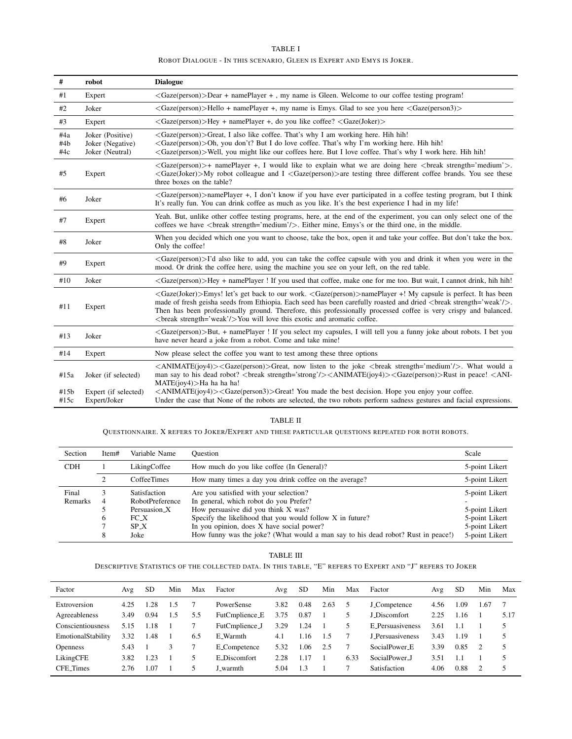TABLE I

ROBOT DIALOGUE - IN THIS SCENARIO, GLEEN IS EXPERT AND EMYS IS JOKER.

| # | robot | Dialogue |
|---|---|---|
| #1 | Expert | <Gaze(person)>Dear + namePlayer + , my name is Gleen. Welcome to our coffee testing program! |
| #2 | Joker | <Gaze(person)>Hello + namePlayer +, my name is Emys. Glad to see you here <Gaze(person3)> |
| #3 | Expert | <Gaze(person)>Hey + namePlayer +, do you like coffee? <Gaze(Joker)> |
| #4a<br>#4b<br>#4c | Joker (Positive)<br>Joker (Negative)<br>Joker (Neutral) | <Gaze(person)>Great, I also like coffee. That's why I am working here. Hih hih!<br><Gaze(person)>Oh, you don't? But I do love coffee. That's why I'm working here. Hih hih!<br><Gaze(person)>Well, you might like our coffees here. But I love coffee. That's why I work here. Hih hih! |
| #5 | Expert | <Gaze(person)>+ namePlayer +, I would like to explain what we are doing here <break strength='medium'>. <Gaze(Joker)>My robot colleague and I <Gaze(person)>are testing three different coffee brands. You see these three boxes on the table? |
| #6 | Joker | <Gaze(person)>namePlayer +, I don't know if you have ever participated in a coffee testing program, but I think It's really fun. You can drink coffee as much as you like. It's the best experience I had in my life! |
| #7 | Expert | Yeah. But, unlike other coffee testing programs, here, at the end of the experiment, you can only select one of the coffees we have <break strength='medium'/>. Either mine, Emys's or the third one, in the middle. |
| #8 | Joker | When you decided which one you want to choose, take the box, open it and take your coffee. But don't take the box. Only the coffee! |
| #9 | Expert | <Gaze(person)>I'd also like to add, you can take the coffee capsule with you and drink it when you were in the mood. Or drink the coffee here, using the machine you see on your left, on the red table. |
| #10 | Joker | <Gaze(person)>Hey + namePlayer ! If you used that coffee, make one for me too. But wait, I cannot drink, hih hih! |
| #11 | Expert | <Gaze(Joker)>Emys! let's get back to our work. <Gaze(person)>namePlayer +! My capsule is perfect. It has been made of fresh geisha seeds from Ethiopia. Each seed has been carefully roasted and dried <break strength='weak'/>. Then has been professionally ground. Therefore, this professionally processed coffee is very crispy and balanced. <break strength='weak'/>You will love this exotic and aromatic coffee. |
| #13 | Joker | <Gaze(person)>But, + namePlayer ! If you select my capsules, I will tell you a funny joke about robots. I bet you have never heard a joke from a robot. Come and take mine! |
| #14 | Expert | Now please select the coffee you want to test among these three options |
| #15a<br><br>#15b<br>#15c | Joker (if selected)<br><br>Expert (if selected)<br>Expert/Joker | <ANIMATE(joy4)><Gaze(person)>Great, now listen to the joke <break strength='medium'/>. What would a man say to his dead robot? <break strength='strong'/><ANIMATE(joy4)><Gaze(person)>Rust in peace! <ANIMATE(joy4)>Ha ha ha ha!<br><ANIMATE(joy4)><Gaze(person3)>Great! You made the best decision. Hope you enjoy your coffee.<br>Under the case that None of the robots are selected, the two robots perform sadness gestures and facial expressions. |

TABLE II

QUESTIONNAIRE. X REFERS TO JOKER/EXPERT AND THESE PARTICULAR QUESTIONS REPEATED FOR BOTH ROBOTS.

| Section | Item# | Variable Name | Question | Scale |
|---|---|---|---|---|
| CDH | 1 | LikingCoffee | How much do you like coffee (In General)? | 5-point Likert |
| | 2 | CoffeeTimes | How many times a day you drink coffee on the average? | 5-point Likert |
| Final Remarks | 3 | Satisfaction | Are you satisfied with your selection? | 5-point Likert |
| | 4 | RobotPreference | In general, which robot do you Prefer? | - |
| | 5 | Persuasion_X | How persuasive did you think X was? | 5-point Likert |
| | 6 | FC_X | Specify the likelihood that you would follow X in future? | 5-point Likert |
| | 7 | SP_X | In you opinion, does X have social power? | 5-point Likert |
| | 8 | Joke | How funny was the joke? (What would a man say to his dead robot? Rust in peace!) | 5-point Likert |

TABLE III

DESCRIPTIVE STATISTICS OF THE COLLECTED DATA. IN THIS TABLE, "E" REFERS TO EXPERT AND "J" REFERS TO JOKER

| Factor | Avg | SD | Min | Max | Factor | Avg | SD | Min | Max | Factor | Avg | SD | Min | Max |
|---|---|---|---|---|---|---|---|---|---|---|---|---|---|---|
| Extroversion | 4.25 | 1.28 | 1.5 | 7 | PowerSense | 3.82 | 0.48 | 2.63 | 5 | J_Competence | 4.56 | 1.09 | 1.67 | 7 |
| Agreeableness | 3.49 | 0.94 | 1.5 | 5.5 | FutCmplience_E | 3.75 | 0.87 | 1 | 5 | J_Discomfort | 2.25 | 1.16 | 1 | 5.17 |
| Conscientiousness | 5.15 | 1.18 | 1 | 7 | FutCmplience_J | 3.29 | 1.24 | 1 | 5 | E_Persuasiveness | 3.61 | 1.1 | 1 | 5 |
| EmotionalStability | 3.32 | 1.48 | 1 | 6.5 | E_Warmth | 4.1 | 1.16 | 1.5 | 7 | J_Persuasiveness | 3.43 | 1.19 | 1 | 5 |
| Openness | 5.43 | 1 | 3 | 7 | E_Competence | 5.32 | 1.06 | 2.5 | 7 | SocialPower_E | 3.39 | 0.85 | 2 | 5 |
| LikingCFE | 3.82 | 1.23 | 1 | 5 | E_Discomfort | 2.28 | 1.17 | 1 | 6.33 | SocialPower_J | 3.51 | 1.1 | 1 | 5 |
| CFE_Times | 2.76 | 1.07 | 1 | 5 | J_warmth | 5.04 | 1.3 | 1 | 7 | Satisfaction | 4.06 | 0.88 | 2 | 5 |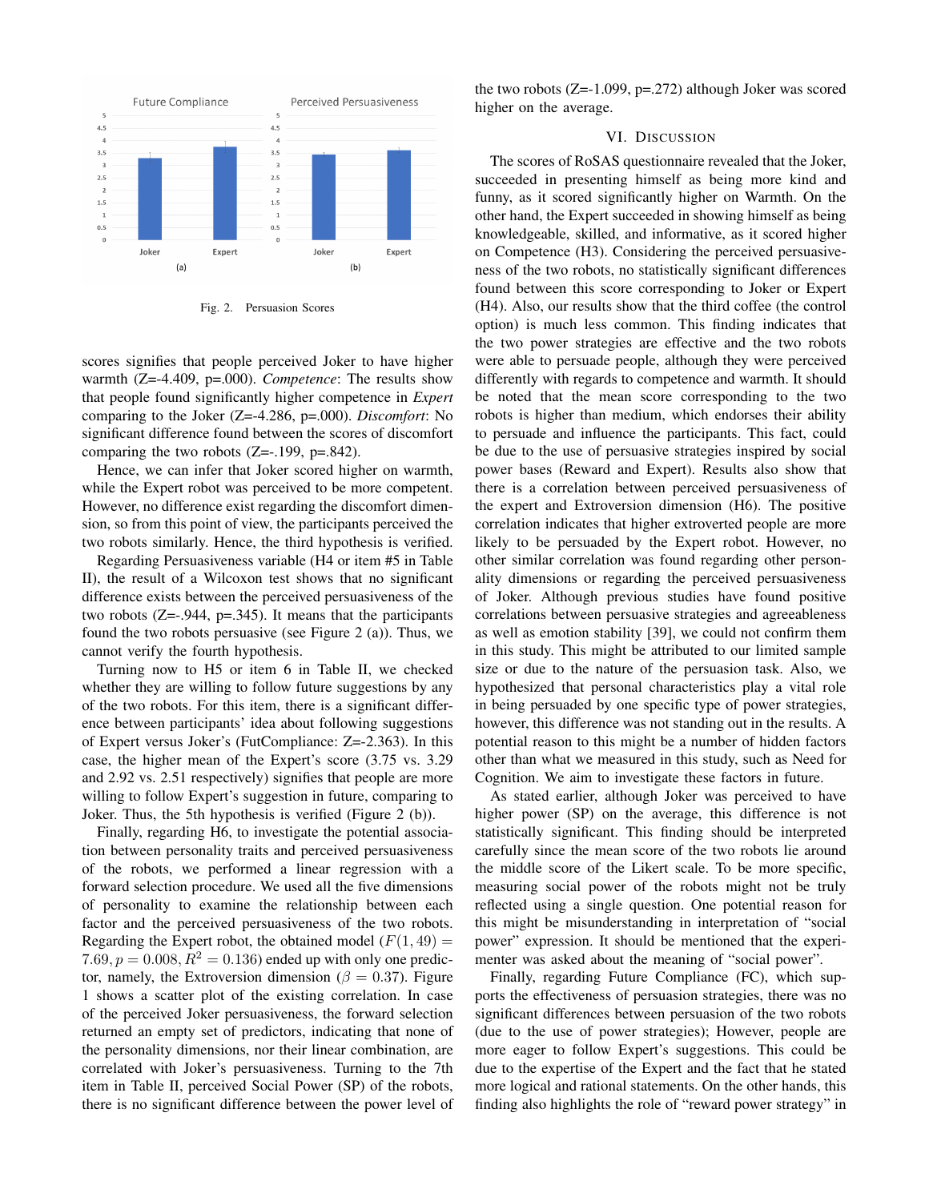Fig. 2. Persuasion Scores

scores signifies that people perceived Joker to have higher warmth (Z=-4.409, p=.000). *Competence*: The results show that people found significantly higher competence in *Expert* comparing to the Joker (Z=-4.286, p=.000). *Discomfort*: No significant difference found between the scores of discomfort comparing the two robots (Z=-.199, p=.842).

Hence, we can infer that Joker scored higher on warmth, while the Expert robot was perceived to be more competent. However, no difference exist regarding the discomfort dimension, so from this point of view, the participants perceived the two robots similarly. Hence, the third hypothesis is verified.

Regarding Persuasiveness variable (H4 or item #5 in Table II), the result of a Wilcoxon test shows that no significant difference exists between the perceived persuasiveness of the two robots (Z=-.944, p=.345). It means that the participants found the two robots persuasive (see Figure 2 (a)). Thus, we cannot verify the fourth hypothesis.

Turning now to H5 or item 6 in Table II, we checked whether they are willing to follow future suggestions by any of the two robots. For this item, there is a significant difference between participants' idea about following suggestions of Expert versus Joker's (FutCompliance: Z=-2.363). In this case, the higher mean of the Expert's score (3.75 vs. 3.29 and 2.92 vs. 2.51 respectively) signifies that people are more willing to follow Expert's suggestion in future, comparing to Joker. Thus, the 5th hypothesis is verified (Figure 2 (b)).

Finally, regarding H6, to investigate the potential association between personality traits and perceived persuasiveness of the robots, we performed a linear regression with a forward selection procedure. We used all the five dimensions of personality to examine the relationship between each factor and the perceived persuasiveness of the two robots. Regarding the Expert robot, the obtained model ($F(1, 49) = 7.69, p = 0.008, R^2 = 0.136$) ended up with only one predictor, namely, the Extroversion dimension ($\beta = 0.37$). Figure 1 shows a scatter plot of the existing correlation. In case of the perceived Joker persuasiveness, the forward selection returned an empty set of predictors, indicating that none of the personality dimensions, nor their linear combination, are correlated with Joker's persuasiveness. Turning to the 7th item in Table II, perceived Social Power (SP) of the robots, there is no significant difference between the power level of the two robots (Z=-1.099, p=.272) although Joker was scored higher on the average.

## VI. Discussion

The scores of RoSAS questionnaire revealed that the Joker, succeeded in presenting himself as being more kind and funny, as it scored significantly higher on Warmth. On the other hand, the Expert succeeded in showing himself as being knowledgeable, skilled, and informative, as it scored higher on Competence (H3). Considering the perceived persuasiveness of the two robots, no statistically significant differences found between this score corresponding to Joker or Expert (H4). Also, our results show that the third coffee (the control option) is much less common. This finding indicates that the two power strategies are effective and the two robots were able to persuade people, although they were perceived differently with regards to competence and warmth. It should be noted that the mean score corresponding to the two robots is higher than medium, which endorses their ability to persuade and influence the participants. This fact, could be due to the use of persuasive strategies inspired by social power bases (Reward and Expert). Results also show that there is a correlation between perceived persuasiveness of the expert and Extroversion dimension (H6). The positive correlation indicates that higher extroverted people are more likely to be persuaded by the Expert robot. However, no other similar correlation was found regarding other personality dimensions or regarding the perceived persuasiveness of Joker. Although previous studies have found positive correlations between persuasive strategies and agreeableness as well as emotion stability [39], we could not confirm them in this study. This might be attributed to our limited sample size or due to the nature of the persuasion task. Also, we hypothesized that personal characteristics play a vital role in being persuaded by one specific type of power strategies, however, this difference was not standing out in the results. A potential reason to this might be a number of hidden factors other than what we measured in this study, such as Need for Cognition. We aim to investigate these factors in future.

As stated earlier, although Joker was perceived to have higher power (SP) on the average, this difference is not statistically significant. This finding should be interpreted carefully since the mean score of the two robots lie around the middle score of the Likert scale. To be more specific, measuring social power of the robots might not be truly reflected using a single question. One potential reason for this might be misunderstanding in interpretation of "social power" expression. It should be mentioned that the experimenter was asked about the meaning of "social power".

Finally, regarding Future Compliance (FC), which supports the effectiveness of persuasion strategies, there was no significant differences between persuasion of the two robots (due to the use of power strategies); However, people are more eager to follow Expert's suggestions. This could be due to the expertise of the Expert and the fact that he stated more logical and rational statements. On the other hands, this finding also highlights the role of "reward power strategy" in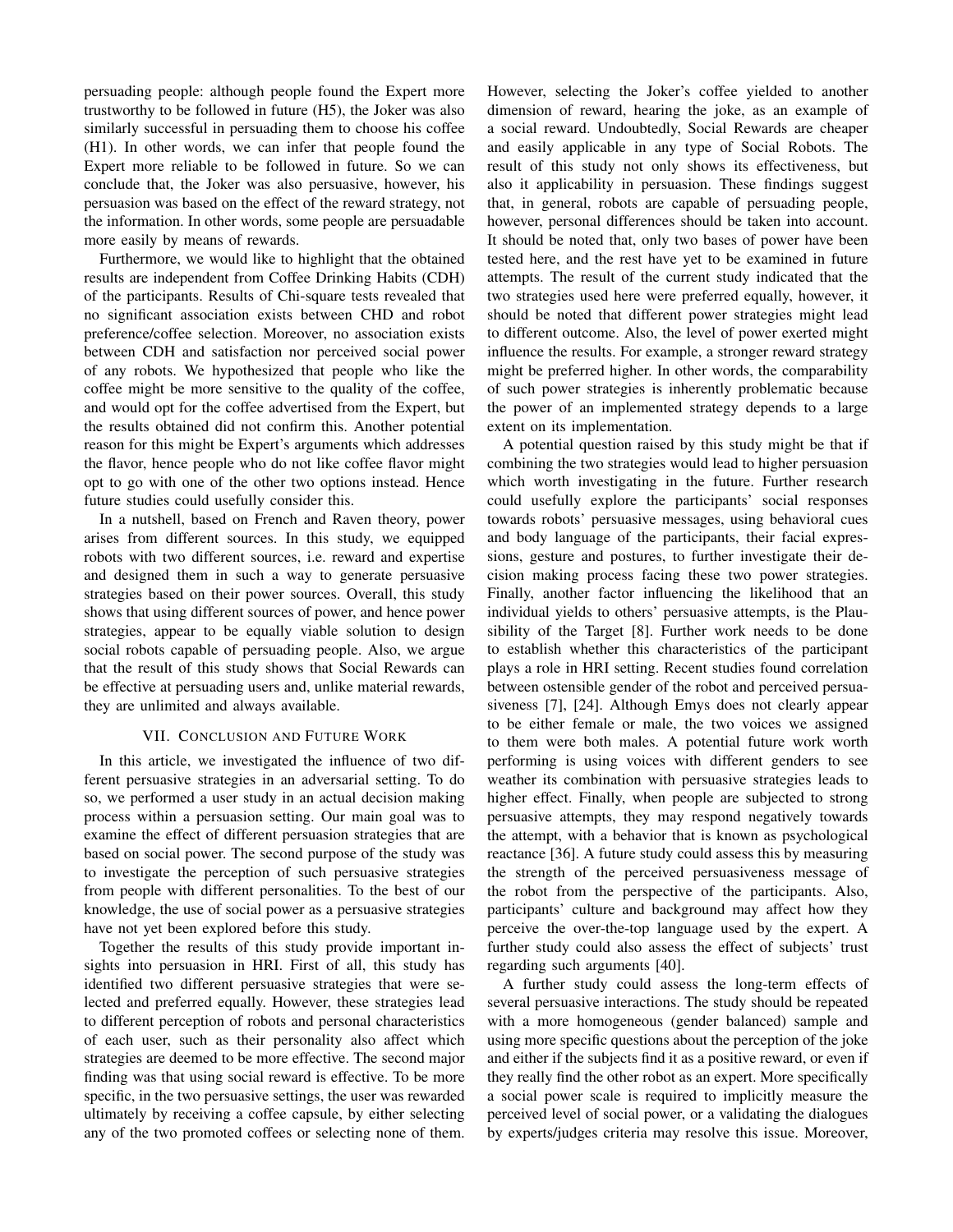persuading people: although people found the Expert more trustworthy to be followed in future (H5), the Joker was also similarly successful in persuading them to choose his coffee (H1). In other words, we can infer that people found the Expert more reliable to be followed in future. So we can conclude that, the Joker was also persuasive, however, his persuasion was based on the effect of the reward strategy, not the information. In other words, some people are persuadable more easily by means of rewards.

Furthermore, we would like to highlight that the obtained results are independent from Coffee Drinking Habits (CDH) of the participants. Results of Chi-square tests revealed that no significant association exists between CHD and robot preference/coffee selection. Moreover, no association exists between CDH and satisfaction nor perceived social power of any robots. We hypothesized that people who like the coffee might be more sensitive to the quality of the coffee, and would opt for the coffee advertised from the Expert, but the results obtained did not confirm this. Another potential reason for this might be Expert's arguments which addresses the flavor, hence people who do not like coffee flavor might opt to go with one of the other two options instead. Hence future studies could usefully consider this.

In a nutshell, based on French and Raven theory, power arises from different sources. In this study, we equipped robots with two different sources, i.e. reward and expertise and designed them in such a way to generate persuasive strategies based on their power sources. Overall, this study shows that using different sources of power, and hence power strategies, appear to be equally viable solution to design social robots capable of persuading people. Also, we argue that the result of this study shows that Social Rewards can be effective at persuading users and, unlike material rewards, they are unlimited and always available.

## VII. Conclusion and Future Work

In this article, we investigated the influence of two different persuasive strategies in an adversarial setting. To do so, we performed a user study in an actual decision making process within a persuasion setting. Our main goal was to examine the effect of different persuasion strategies that are based on social power. The second purpose of the study was to investigate the perception of such persuasive strategies from people with different personalities. To the best of our knowledge, the use of social power as a persuasive strategies have not yet been explored before this study.

Together the results of this study provide important insights into persuasion in HRI. First of all, this study has identified two different persuasive strategies that were selected and preferred equally. However, these strategies lead to different perception of robots and personal characteristics of each user, such as their personality also affect which strategies are deemed to be more effective. The second major finding was that using social reward is effective. To be more specific, in the two persuasive settings, the user was rewarded ultimately by receiving a coffee capsule, by either selecting any of the two promoted coffees or selecting none of them. However, selecting the Joker's coffee yielded to another dimension of reward, hearing the joke, as an example of a social reward. Undoubtedly, Social Rewards are cheaper and easily applicable in any type of Social Robots. The result of this study not only shows its effectiveness, but also it applicability in persuasion. These findings suggest that, in general, robots are capable of persuading people, however, personal differences should be taken into account. It should be noted that, only two bases of power have been tested here, and the rest have yet to be examined in future attempts. The result of the current study indicated that the two strategies used here were preferred equally, however, it should be noted that different power strategies might lead to different outcome. Also, the level of power exerted might influence the results. For example, a stronger reward strategy might be preferred higher. In other words, the comparability of such power strategies is inherently problematic because the power of an implemented strategy depends to a large extent on its implementation.

A potential question raised by this study might be that if combining the two strategies would lead to higher persuasion which worth investigating in the future. Further research could usefully explore the participants' social responses towards robots' persuasive messages, using behavioral cues and body language of the participants, their facial expressions, gesture and postures, to further investigate their decision making process facing these two power strategies. Finally, another factor influencing the likelihood that an individual yields to others' persuasive attempts, is the Plausibility of the Target [8]. Further work needs to be done to establish whether this characteristics of the participant plays a role in HRI setting. Recent studies found correlation between ostensible gender of the robot and perceived persuasiveness [7], [24]. Although Emys does not clearly appear to be either female or male, the two voices we assigned to them were both males. A potential future work worth performing is using voices with different genders to see weather its combination with persuasive strategies leads to higher effect. Finally, when people are subjected to strong persuasive attempts, they may respond negatively towards the attempt, with a behavior that is known as psychological reactance [36]. A future study could assess this by measuring the strength of the perceived persuasiveness message of the robot from the perspective of the participants. Also, participants' culture and background may affect how they perceive the over-the-top language used by the expert. A further study could also assess the effect of subjects' trust regarding such arguments [40].

A further study could assess the long-term effects of several persuasive interactions. The study should be repeated with a more homogeneous (gender balanced) sample and using more specific questions about the perception of the joke and either if the subjects find it as a positive reward, or even if they really find the other robot as an expert. More specifically a social power scale is required to implicitly measure the perceived level of social power, or a validating the dialogues by experts/judges criteria may resolve this issue. Moreover,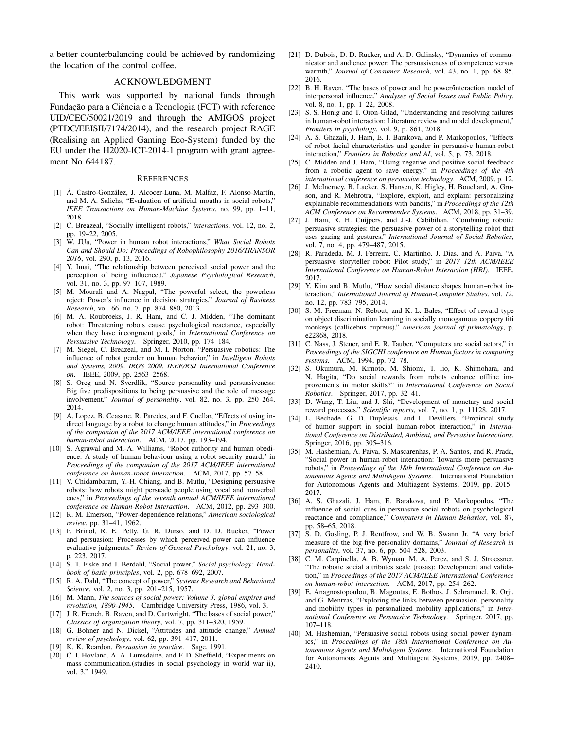a better counterbalancing could be achieved by randomizing the location of the control coffee.

## ACKNOWLEDGMENT

This work was supported by national funds through Fundação para a Ciência e a Tecnologia (FCT) with reference UID/CEC/50021/2019 and through the AMIGOS project (PTDC/EEISII/7174/2014), and the research project RAGE (Realising an Applied Gaming Eco-System) funded by the EU under the H2020-ICT-2014-1 program with grant agreement No 644187.

## REFERENCES

[1] Á. Castro-González, J. Alcocer-Luna, M. Malfaz, F. Alonso-Martín, and M. A. Salichs, "Evaluation of artificial mouths in social robots," *IEEE Transactions on Human-Machine Systems*, no. 99, pp. 1–11, 2018.

[2] C. Breazeal, "Socially intelligent robots," *interactions*, vol. 12, no. 2, pp. 19–22, 2005.

[3] W. JUa, "Power in human robot interactions," *What Social Robots Can and Should Do: Proceedings of Robophilosophy 2016/TRANSOR 2016*, vol. 290, p. 13, 2016.

[4] Y. Imai, "The relationship between perceived social power and the perception of being influenced," *Japanese Psychological Research*, vol. 31, no. 3, pp. 97–107, 1989.

[5] M. Mourali and A. Nagpal, "The powerful select, the powerless reject: Power's influence in decision strategies," *Journal of Business Research*, vol. 66, no. 7, pp. 874–880, 2013.

[6] M. A. Roubroeks, J. R. Ham, and C. J. Midden, "The dominant robot: Threatening robots cause psychological reactance, especially when they have incongruent goals," in *International Conference on Persuasive Technology*. Springer, 2010, pp. 174–184.

[7] M. Siegel, C. Breazeal, and M. I. Norton, "Persuasive robotics: The influence of robot gender on human behavior," in *Intelligent Robots and Systems, 2009. IROS 2009. IEEE/RSJ International Conference on*. IEEE, 2009, pp. 2563–2568.

[8] S. Oreg and N. Sverdlik, "Source personality and persuasiveness: Big five predispositions to being persuasive and the role of message involvement," *Journal of personality*, vol. 82, no. 3, pp. 250–264, 2014.

[9] A. Lopez, B. Ccasane, R. Paredes, and F. Cuellar, "Effects of using indirect language by a robot to change human attitudes," in *Proceedings of the companion of the 2017 ACM/IEEE international conference on human-robot interaction*. ACM, 2017, pp. 193–194.

[10] S. Agrawal and M.-A. Williams, "Robot authority and human obedience: A study of human behaviour using a robot security guard," in *Proceedings of the companion of the 2017 ACM/IEEE international conference on human-robot interaction*. ACM, 2017, pp. 57–58.

[11] V. Chidambaram, Y.-H. Chiang, and B. Mutlu, "Designing persuasive robots: how robots might persuade people using vocal and nonverbal cues," in *Proceedings of the seventh annual ACM/IEEE international conference on Human-Robot Interaction*. ACM, 2012, pp. 293–300.

[12] R. M. Emerson, "Power-dependence relations," *American sociological review*, pp. 31–41, 1962.

[13] P. Briñol, R. E. Petty, G. R. Durso, and D. D. Rucker, "Power and persuasion: Processes by which perceived power can influence evaluative judgments." *Review of General Psychology*, vol. 21, no. 3, p. 223, 2017.

[14] S. T. Fiske and J. Berdahl, "Social power," *Social psychology: Handbook of basic principles*, vol. 2, pp. 678–692, 2007.

[15] R. A. Dahl, "The concept of power," *Systems Research and Behavioral Science*, vol. 2, no. 3, pp. 201–215, 1957.

[16] M. Mann, *The sources of social power: Volume 3, global empires and revolution, 1890-1945*. Cambridge University Press, 1986, vol. 3.

[17] J. R. French, B. Raven, and D. Cartwright, "The bases of social power," *Classics of organization theory*, vol. 7, pp. 311–320, 1959.

[18] G. Bohner and N. Dickel, "Attitudes and attitude change," *Annual review of psychology*, vol. 62, pp. 391–417, 2011.

[19] K. K. Reardon, *Persuasion in practice*. Sage, 1991.

[20] C. I. Hovland, A. A. Lumsdaine, and F. D. Sheffield, "Experiments on mass communication.(studies in social psychology in world war ii), vol. 3," 1949.

[21] D. Dubois, D. D. Rucker, and A. D. Galinsky, "Dynamics of communicator and audience power: The persuasiveness of competence versus warmth," *Journal of Consumer Research*, vol. 43, no. 1, pp. 68–85, 2016.

[22] B. H. Raven, "The bases of power and the power/interaction model of interpersonal influence," *Analyses of Social Issues and Public Policy*, vol. 8, no. 1, pp. 1–22, 2008.

[23] S. S. Honig and T. Oron-Gilad, "Understanding and resolving failures in human-robot interaction: Literature review and model development," *Frontiers in psychology*, vol. 9, p. 861, 2018.

[24] A. S. Ghazali, J. Ham, E. I. Barakova, and P. Markopoulos, "Effects of robot facial characteristics and gender in persuasive human-robot interaction," *Frontiers in Robotics and AI*, vol. 5, p. 73, 2018.

[25] C. Midden and J. Ham, "Using negative and positive social feedback from a robotic agent to save energy," in *Proceedings of the 4th international conference on persuasive technology*. ACM, 2009, p. 12.

[26] J. McInerney, B. Lacker, S. Hansen, K. Higley, H. Bouchard, A. Gruson, and R. Mehrotra, "Explore, exploit, and explain: personalizing explainable recommendations with bandits," in *Proceedings of the 12th ACM Conference on Recommender Systems*. ACM, 2018, pp. 31–39.

[27] J. Ham, R. H. Cuijpers, and J.-J. Cabibihan, "Combining robotic persuasive strategies: the persuasive power of a storytelling robot that uses gazing and gestures," *International Journal of Social Robotics*, vol. 7, no. 4, pp. 479–487, 2015.

[28] R. Paradeda, M. J. Ferreira, C. Martinho, J. Dias, and A. Paiva, "A persuasive storyteller robot: Pilot study," in *2017 12th ACM/IEEE International Conference on Human-Robot Interaction (HRI)*. IEEE, 2017.

[29] Y. Kim and B. Mutlu, "How social distance shapes human–robot interaction," *International Journal of Human-Computer Studies*, vol. 72, no. 12, pp. 783–795, 2014.

[30] S. M. Freeman, N. Rebout, and K. L. Bales, "Effect of reward type on object discrimination learning in socially monogamous coppery titi monkeys (callicebus cupreus)," *American journal of primatology*, p. e22868, 2018.

[31] C. Nass, J. Steuer, and E. R. Tauber, "Computers are social actors," in *Proceedings of the SIGCHI conference on Human factors in computing systems*. ACM, 1994, pp. 72–78.

[32] S. Okumura, M. Kimoto, M. Shiomi, T. Iio, K. Shimohara, and N. Hagita, "Do social rewards from robots enhance offline improvements in motor skills?" in *International Conference on Social Robotics*. Springer, 2017, pp. 32–41.

[33] D. Wang, T. Liu, and J. Shi, "Development of monetary and social reward processes," *Scientific reports*, vol. 7, no. 1, p. 11128, 2017.

[34] L. Bechade, G. D. Duplessis, and L. Devillers, "Empirical study of humor support in social human-robot interaction," in *International Conference on Distributed, Ambient, and Pervasive Interactions*. Springer, 2016, pp. 305–316.

[35] M. Hashemian, A. Paiva, S. Mascarenhas, P. A. Santos, and R. Prada, "Social power in human-robot interaction: Towards more persuasive robots," in *Proceedings of the 18th International Conference on Autonomous Agents and MultiAgent Systems*. International Foundation for Autonomous Agents and Multiagent Systems, 2019, pp. 2015–2017.

[36] A. S. Ghazali, J. Ham, E. Barakova, and P. Markopoulos, "The influence of social cues in persuasive social robots on psychological reactance and compliance," *Computers in Human Behavior*, vol. 87, pp. 58–65, 2018.

[37] S. D. Gosling, P. J. Rentfrow, and W. B. Swann Jr, "A very brief measure of the big-five personality domains," *Journal of Research in personality*, vol. 37, no. 6, pp. 504–528, 2003.

[38] C. M. Carpinella, A. B. Wyman, M. A. Perez, and S. J. Stroessner, "The robotic social attributes scale (rosas): Development and validation," in *Proceedings of the 2017 ACM/IEEE International Conference on human-robot interaction*. ACM, 2017, pp. 254–262.

[39] E. Anagnostopoulou, B. Magoutas, E. Bothos, J. Schrammel, R. Orji, and G. Mentzas, "Exploring the links between persuasion, personality and mobility types in personalized mobility applications," in *International Conference on Persuasive Technology*. Springer, 2017, pp. 107–118.

[40] M. Hashemian, "Persuasive social robots using social power dynamics," in *Proceedings of the 18th International Conference on Autonomous Agents and MultiAgent Systems*. International Foundation for Autonomous Agents and Multiagent Systems, 2019, pp. 2408–2410.